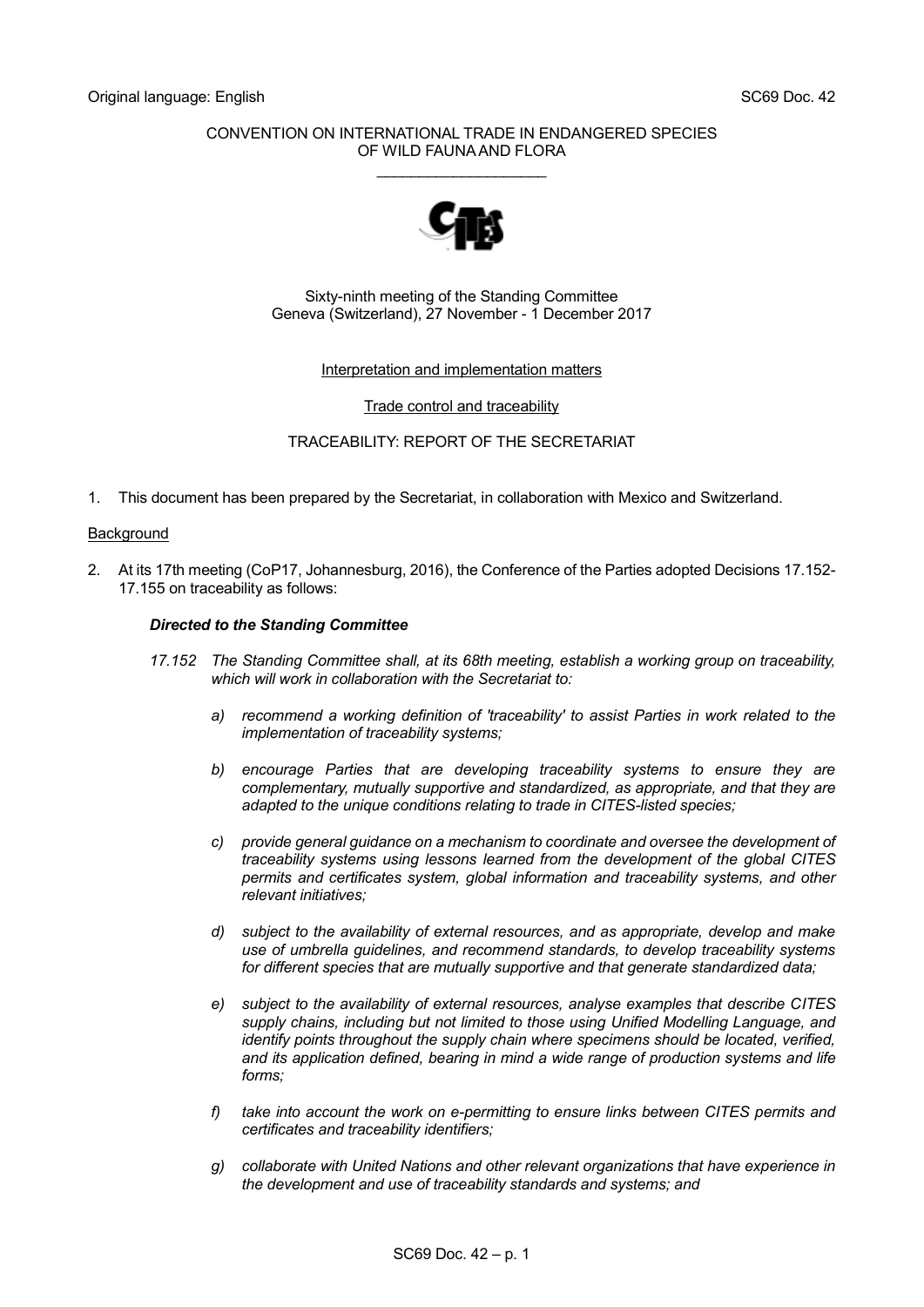Original language: English SC69 Doc. 42

CONVENTION ON INTERNATIONAL TRADE IN ENDANGERED SPECIES OF WILD FAUNA AND FLORA

\_\_\_\_\_\_\_\_\_\_\_\_\_\_\_\_\_\_\_\_

Sixty-ninth meeting of the Standing Committee
Geneva (Switzerland), 27 November - 1 December 2017

Interpretation and implementation matters

Trade control and traceability

TRACEABILITY: REPORT OF THE SECRETARIAT

1. This document has been prepared by the Secretariat, in collaboration with Mexico and Switzerland.

## Background

2. At its 17th meeting (CoP17, Johannesburg, 2016), the Conference of the Parties adopted Decisions 17.152-17.155 on traceability as follows:

   ***Directed to the Standing Committee***

   *17.152 The Standing Committee shall, at its 68th meeting, establish a working group on traceability, which will work in collaboration with the Secretariat to:*

   *a) recommend a working definition of 'traceability' to assist Parties in work related to the implementation of traceability systems;*

   *b) encourage Parties that are developing traceability systems to ensure they are complementary, mutually supportive and standardized, as appropriate, and that they are adapted to the unique conditions relating to trade in CITES-listed species;*

   *c) provide general guidance on a mechanism to coordinate and oversee the development of traceability systems using lessons learned from the development of the global CITES permits and certificates system, global information and traceability systems, and other relevant initiatives;*

   *d) subject to the availability of external resources, and as appropriate, develop and make use of umbrella guidelines, and recommend standards, to develop traceability systems for different species that are mutually supportive and that generate standardized data;*

   *e) subject to the availability of external resources, analyse examples that describe CITES supply chains, including but not limited to those using Unified Modelling Language, and identify points throughout the supply chain where specimens should be located, verified, and its application defined, bearing in mind a wide range of production systems and life forms;*

   *f) take into account the work on e-permitting to ensure links between CITES permits and certificates and traceability identifiers;*

   *g) collaborate with United Nations and other relevant organizations that have experience in the development and use of traceability standards and systems; and*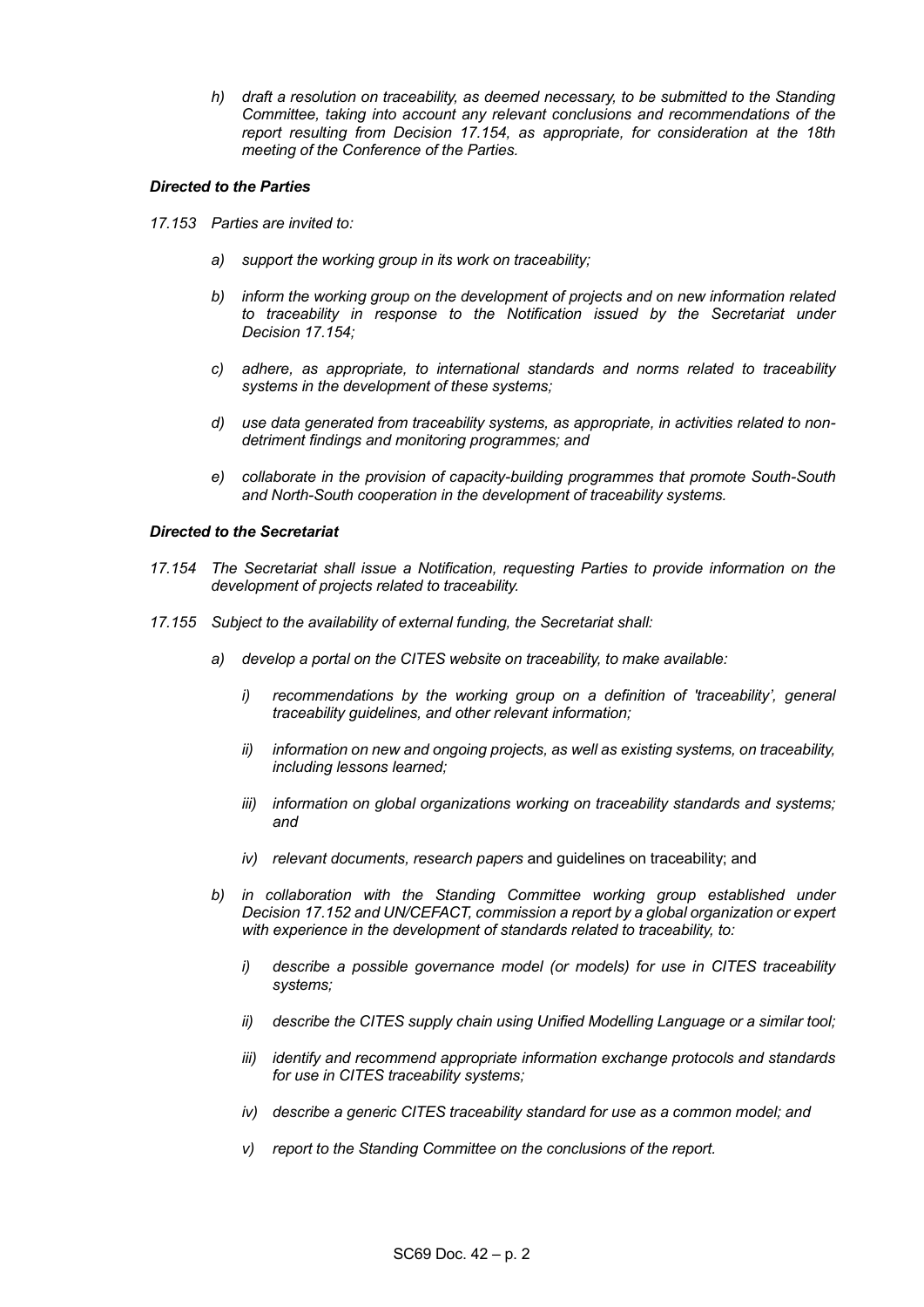h) *draft a resolution on traceability, as deemed necessary, to be submitted to the Standing Committee, taking into account any relevant conclusions and recommendations of the report resulting from Decision 17.154, as appropriate, for consideration at the 18th meeting of the Conference of the Parties.*

***Directed to the Parties***

17.153 *Parties are invited to:*

a) *support the working group in its work on traceability;*

b) *inform the working group on the development of projects and on new information related to traceability in response to the Notification issued by the Secretariat under Decision 17.154;*

c) *adhere, as appropriate, to international standards and norms related to traceability systems in the development of these systems;*

d) *use data generated from traceability systems, as appropriate, in activities related to non-detriment findings and monitoring programmes; and*

e) *collaborate in the provision of capacity-building programmes that promote South-South and North-South cooperation in the development of traceability systems.*

***Directed to the Secretariat***

17.154 *The Secretariat shall issue a Notification, requesting Parties to provide information on the development of projects related to traceability.*

17.155 *Subject to the availability of external funding, the Secretariat shall:*

a) *develop a portal on the CITES website on traceability, to make available:*

i) *recommendations by the working group on a definition of 'traceability', general traceability guidelines, and other relevant information;*

ii) *information on new and ongoing projects, as well as existing systems, on traceability, including lessons learned;*

iii) *information on global organizations working on traceability standards and systems; and*

iv) *relevant documents, research papers* and guidelines on traceability; and

b) *in collaboration with the Standing Committee working group established under Decision 17.152 and UN/CEFACT, commission a report by a global organization or expert with experience in the development of standards related to traceability, to:*

i) *describe a possible governance model (or models) for use in CITES traceability systems;*

ii) *describe the CITES supply chain using Unified Modelling Language or a similar tool;*

iii) *identify and recommend appropriate information exchange protocols and standards for use in CITES traceability systems;*

iv) *describe a generic CITES traceability standard for use as a common model; and*

v) *report to the Standing Committee on the conclusions of the report.*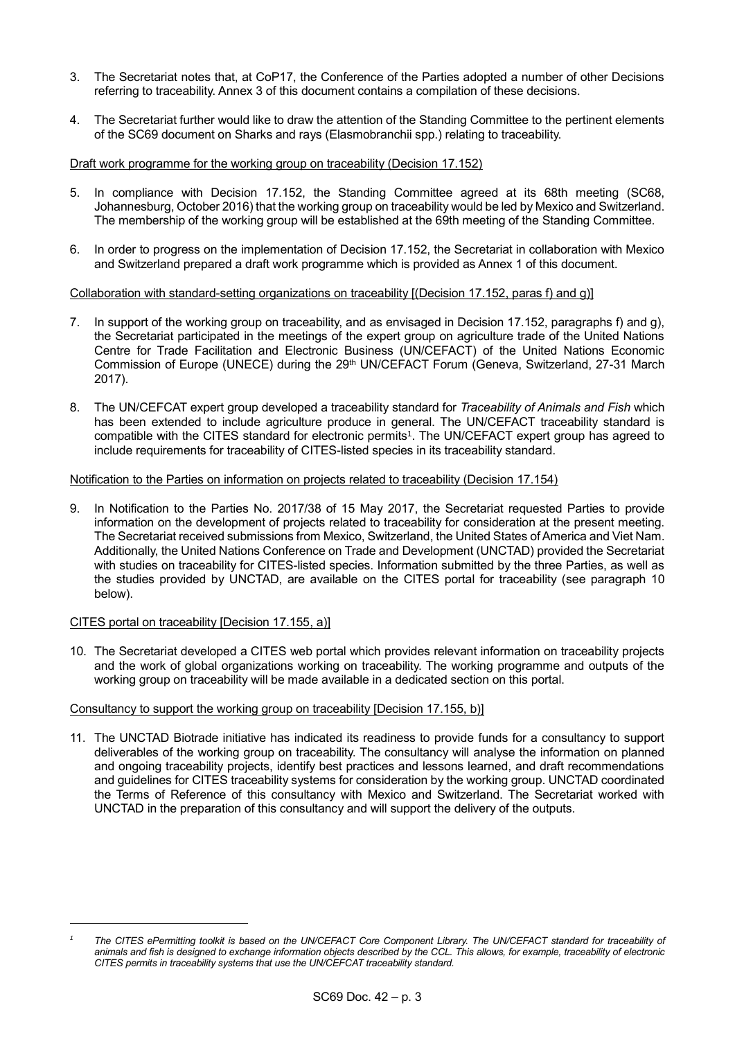3. The Secretariat notes that, at CoP17, the Conference of the Parties adopted a number of other Decisions referring to traceability. Annex 3 of this document contains a compilation of these decisions.

4. The Secretariat further would like to draw the attention of the Standing Committee to the pertinent elements of the SC69 document on Sharks and rays (Elasmobranchii spp.) relating to traceability.

Draft work programme for the working group on traceability (Decision 17.152)

5. In compliance with Decision 17.152, the Standing Committee agreed at its 68th meeting (SC68, Johannesburg, October 2016) that the working group on traceability would be led by Mexico and Switzerland. The membership of the working group will be established at the 69th meeting of the Standing Committee.

6. In order to progress on the implementation of Decision 17.152, the Secretariat in collaboration with Mexico and Switzerland prepared a draft work programme which is provided as Annex 1 of this document.

Collaboration with standard-setting organizations on traceability [(Decision 17.152, paras f) and g)]

7. In support of the working group on traceability, and as envisaged in Decision 17.152, paragraphs f) and g), the Secretariat participated in the meetings of the expert group on agriculture trade of the United Nations Centre for Trade Facilitation and Electronic Business (UN/CEFACT) of the United Nations Economic Commission of Europe (UNECE) during the 29th UN/CEFACT Forum (Geneva, Switzerland, 27-31 March 2017).

8. The UN/CEFCAT expert group developed a traceability standard for *Traceability of Animals and Fish* which has been extended to include agriculture produce in general. The UN/CEFACT traceability standard is compatible with the CITES standard for electronic permits[1]. The UN/CEFACT expert group has agreed to include requirements for traceability of CITES-listed species in its traceability standard.

Notification to the Parties on information on projects related to traceability (Decision 17.154)

9. In Notification to the Parties No. 2017/38 of 15 May 2017, the Secretariat requested Parties to provide information on the development of projects related to traceability for consideration at the present meeting. The Secretariat received submissions from Mexico, Switzerland, the United States of America and Viet Nam. Additionally, the United Nations Conference on Trade and Development (UNCTAD) provided the Secretariat with studies on traceability for CITES-listed species. Information submitted by the three Parties, as well as the studies provided by UNCTAD, are available on the CITES portal for traceability (see paragraph 10 below).

CITES portal on traceability [Decision 17.155, a)]

10. The Secretariat developed a CITES web portal which provides relevant information on traceability projects and the work of global organizations working on traceability. The working programme and outputs of the working group on traceability will be made available in a dedicated section on this portal.

Consultancy to support the working group on traceability [Decision 17.155, b)]

11. The UNCTAD Biotrade initiative has indicated its readiness to provide funds for a consultancy to support deliverables of the working group on traceability. The consultancy will analyse the information on planned and ongoing traceability projects, identify best practices and lessons learned, and draft recommendations and guidelines for CITES traceability systems for consideration by the working group. UNCTAD coordinated the Terms of Reference of this consultancy with Mexico and Switzerland. The Secretariat worked with UNCTAD in the preparation of this consultancy and will support the delivery of the outputs.

---

[1] *The CITES ePermitting toolkit is based on the UN/CEFACT Core Component Library. The UN/CEFACT standard for traceability of animals and fish is designed to exchange information objects described by the CCL. This allows, for example, traceability of electronic CITES permits in traceability systems that use the UN/CEFCAT traceability standard.*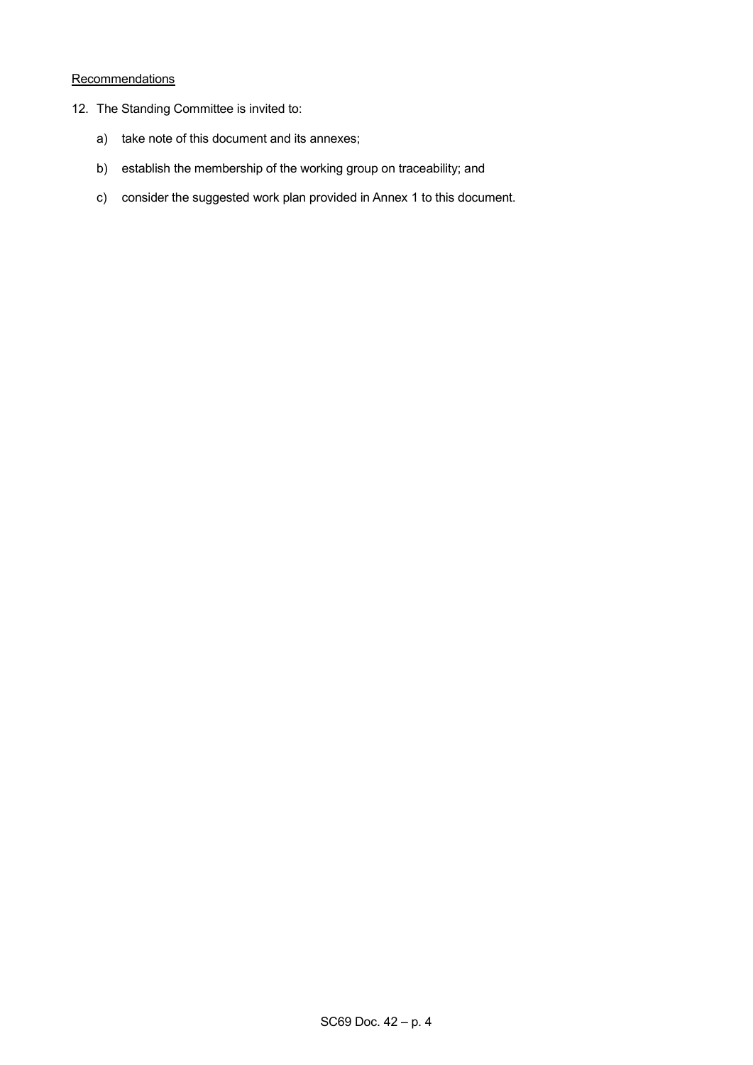Recommendations

12. The Standing Committee is invited to:

    a) take note of this document and its annexes;

    b) establish the membership of the working group on traceability; and

    c) consider the suggested work plan provided in Annex 1 to this document.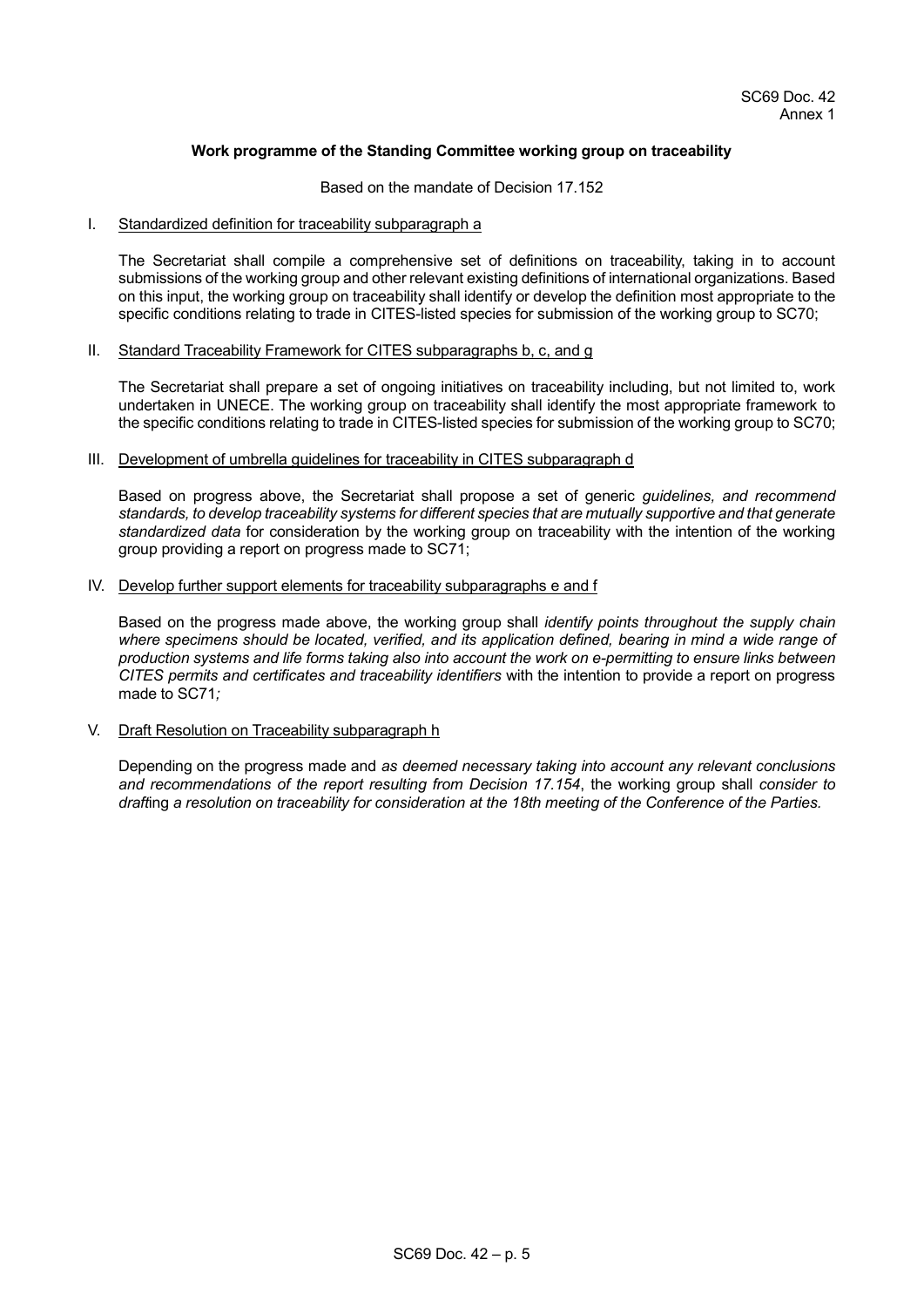SC69 Doc. 42
Annex 1

**Work programme of the Standing Committee working group on traceability**

Based on the mandate of Decision 17.152

I. Standardized definition for traceability subparagraph a

The Secretariat shall compile a comprehensive set of definitions on traceability, taking in to account submissions of the working group and other relevant existing definitions of international organizations. Based on this input, the working group on traceability shall identify or develop the definition most appropriate to the specific conditions relating to trade in CITES-listed species for submission of the working group to SC70;

II. Standard Traceability Framework for CITES subparagraphs b, c, and g

The Secretariat shall prepare a set of ongoing initiatives on traceability including, but not limited to, work undertaken in UNECE. The working group on traceability shall identify the most appropriate framework to the specific conditions relating to trade in CITES-listed species for submission of the working group to SC70;

III. Development of umbrella guidelines for traceability in CITES subparagraph d

Based on progress above, the Secretariat shall propose a set of generic *guidelines, and recommend standards, to develop traceability systems for different species that are mutually supportive and that generate standardized data* for consideration by the working group on traceability with the intention of the working group providing a report on progress made to SC71;

IV. Develop further support elements for traceability subparagraphs e and f

Based on the progress made above, the working group shall *identify points throughout the supply chain where specimens should be located, verified, and its application defined, bearing in mind a wide range of production systems and life forms taking also into account the work on e-permitting to ensure links between CITES permits and certificates and traceability identifiers* with the intention to provide a report on progress made to SC71*;*

V. Draft Resolution on Traceability subparagraph h

Depending on the progress made and *as deemed necessary taking into account any relevant conclusions and recommendations of the report resulting from Decision 17.154*, the working group shall *consider to draft*ing *a resolution on traceability for consideration at the 18th meeting of the Conference of the Parties.*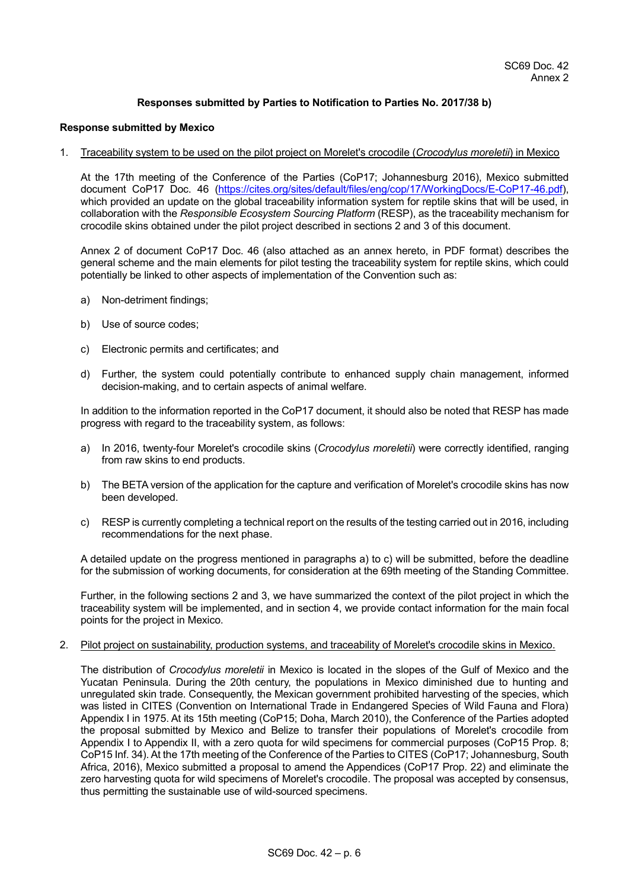SC69 Doc. 42
Annex 2

**Responses submitted by Parties to Notification to Parties No. 2017/38 b)**

**Response submitted by Mexico**

1. Traceability system to be used on the pilot project on Morelet's crocodile (*Crocodylus moreletii*) in Mexico

   At the 17th meeting of the Conference of the Parties (CoP17; Johannesburg 2016), Mexico submitted document CoP17 Doc. 46 (https://cites.org/sites/default/files/eng/cop/17/WorkingDocs/E-CoP17-46.pdf), which provided an update on the global traceability information system for reptile skins that will be used, in collaboration with the *Responsible Ecosystem Sourcing Platform* (RESP), as the traceability mechanism for crocodile skins obtained under the pilot project described in sections 2 and 3 of this document.

   Annex 2 of document CoP17 Doc. 46 (also attached as an annex hereto, in PDF format) describes the general scheme and the main elements for pilot testing the traceability system for reptile skins, which could potentially be linked to other aspects of implementation of the Convention such as:

   a) Non-detriment findings;

   b) Use of source codes;

   c) Electronic permits and certificates; and

   d) Further, the system could potentially contribute to enhanced supply chain management, informed decision-making, and to certain aspects of animal welfare.

   In addition to the information reported in the CoP17 document, it should also be noted that RESP has made progress with regard to the traceability system, as follows:

   a) In 2016, twenty-four Morelet's crocodile skins (*Crocodylus moreletii*) were correctly identified, ranging from raw skins to end products.

   b) The BETA version of the application for the capture and verification of Morelet's crocodile skins has now been developed.

   c) RESP is currently completing a technical report on the results of the testing carried out in 2016, including recommendations for the next phase.

   A detailed update on the progress mentioned in paragraphs a) to c) will be submitted, before the deadline for the submission of working documents, for consideration at the 69th meeting of the Standing Committee.

   Further, in the following sections 2 and 3, we have summarized the context of the pilot project in which the traceability system will be implemented, and in section 4, we provide contact information for the main focal points for the project in Mexico.

2. Pilot project on sustainability, production systems, and traceability of Morelet's crocodile skins in Mexico.

   The distribution of *Crocodylus moreletii* in Mexico is located in the slopes of the Gulf of Mexico and the Yucatan Peninsula. During the 20th century, the populations in Mexico diminished due to hunting and unregulated skin trade. Consequently, the Mexican government prohibited harvesting of the species, which was listed in CITES (Convention on International Trade in Endangered Species of Wild Fauna and Flora) Appendix I in 1975. At its 15th meeting (CoP15; Doha, March 2010), the Conference of the Parties adopted the proposal submitted by Mexico and Belize to transfer their populations of Morelet's crocodile from Appendix I to Appendix II, with a zero quota for wild specimens for commercial purposes (CoP15 Prop. 8; CoP15 Inf. 34). At the 17th meeting of the Conference of the Parties to CITES (CoP17; Johannesburg, South Africa, 2016), Mexico submitted a proposal to amend the Appendices (CoP17 Prop. 22) and eliminate the zero harvesting quota for wild specimens of Morelet's crocodile. The proposal was accepted by consensus, thus permitting the sustainable use of wild-sourced specimens.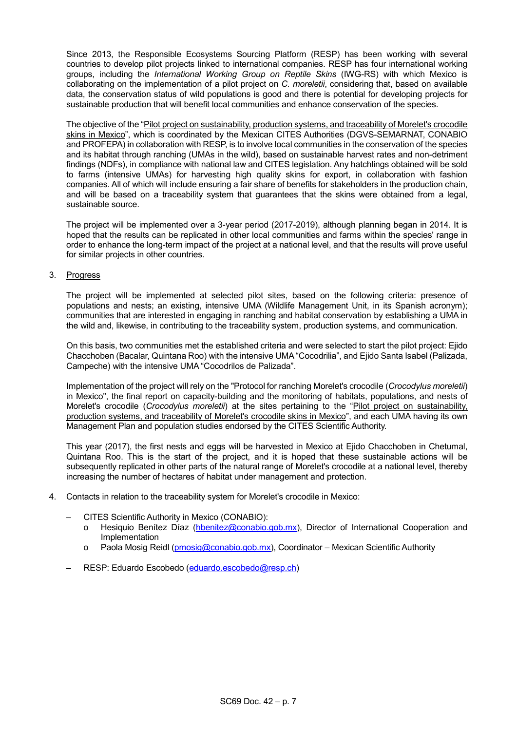Since 2013, the Responsible Ecosystems Sourcing Platform (RESP) has been working with several countries to develop pilot projects linked to international companies. RESP has four international working groups, including the *International Working Group on Reptile Skins* (IWG-RS) with which Mexico is collaborating on the implementation of a pilot project on *C. moreletii*, considering that, based on available data, the conservation status of wild populations is good and there is potential for developing projects for sustainable production that will benefit local communities and enhance conservation of the species.

The objective of the "Pilot project on sustainability, production systems, and traceability of Morelet's crocodile skins in Mexico", which is coordinated by the Mexican CITES Authorities (DGVS-SEMARNAT, CONABIO and PROFEPA) in collaboration with RESP, is to involve local communities in the conservation of the species and its habitat through ranching (UMAs in the wild), based on sustainable harvest rates and non-detriment findings (NDFs), in compliance with national law and CITES legislation. Any hatchlings obtained will be sold to farms (intensive UMAs) for harvesting high quality skins for export, in collaboration with fashion companies. All of which will include ensuring a fair share of benefits for stakeholders in the production chain, and will be based on a traceability system that guarantees that the skins were obtained from a legal, sustainable source.

The project will be implemented over a 3-year period (2017-2019), although planning began in 2014. It is hoped that the results can be replicated in other local communities and farms within the species' range in order to enhance the long-term impact of the project at a national level, and that the results will prove useful for similar projects in other countries.

3. Progress

The project will be implemented at selected pilot sites, based on the following criteria: presence of populations and nests; an existing, intensive UMA (Wildlife Management Unit, in its Spanish acronym); communities that are interested in engaging in ranching and habitat conservation by establishing a UMA in the wild and, likewise, in contributing to the traceability system, production systems, and communication.

On this basis, two communities met the established criteria and were selected to start the pilot project: Ejido Chacchoben (Bacalar, Quintana Roo) with the intensive UMA "Cocodrilia", and Ejido Santa Isabel (Palizada, Campeche) with the intensive UMA "Cocodrilos de Palizada".

Implementation of the project will rely on the "Protocol for ranching Morelet's crocodile (*Crocodylus moreletii*) in Mexico", the final report on capacity-building and the monitoring of habitats, populations, and nests of Morelet's crocodile (*Crocodylus moreletii*) at the sites pertaining to the "Pilot project on sustainability, production systems, and traceability of Morelet's crocodile skins in Mexico", and each UMA having its own Management Plan and population studies endorsed by the CITES Scientific Authority.

This year (2017), the first nests and eggs will be harvested in Mexico at Ejido Chacchoben in Chetumal, Quintana Roo. This is the start of the project, and it is hoped that these sustainable actions will be subsequently replicated in other parts of the natural range of Morelet's crocodile at a national level, thereby increasing the number of hectares of habitat under management and protection.

4. Contacts in relation to the traceability system for Morelet's crocodile in Mexico:

- CITES Scientific Authority in Mexico (CONABIO):
  - Hesiquio Benítez Díaz (hbenitez@conabio.gob.mx), Director of International Cooperation and Implementation
  - Paola Mosig Reidl (pmosig@conabio.gob.mx), Coordinator – Mexican Scientific Authority
- RESP: Eduardo Escobedo (eduardo.escobedo@resp.ch)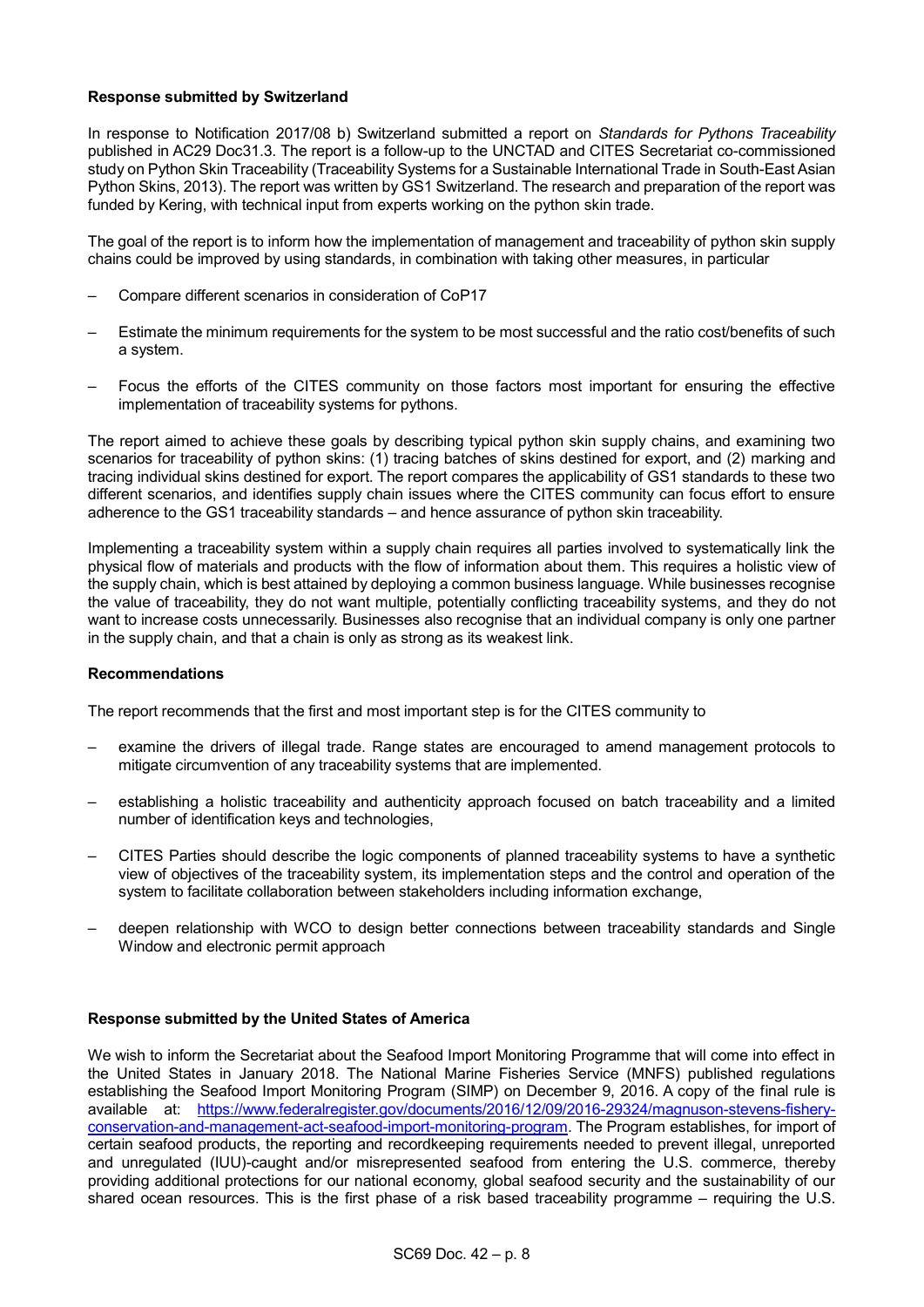**Response submitted by Switzerland**

In response to Notification 2017/08 b) Switzerland submitted a report on *Standards for Pythons Traceability* published in AC29 Doc31.3. The report is a follow-up to the UNCTAD and CITES Secretariat co-commissioned study on Python Skin Traceability (Traceability Systems for a Sustainable International Trade in South-East Asian Python Skins, 2013). The report was written by GS1 Switzerland. The research and preparation of the report was funded by Kering, with technical input from experts working on the python skin trade.

The goal of the report is to inform how the implementation of management and traceability of python skin supply chains could be improved by using standards, in combination with taking other measures, in particular

– Compare different scenarios in consideration of CoP17

– Estimate the minimum requirements for the system to be most successful and the ratio cost/benefits of such a system.

– Focus the efforts of the CITES community on those factors most important for ensuring the effective implementation of traceability systems for pythons.

The report aimed to achieve these goals by describing typical python skin supply chains, and examining two scenarios for traceability of python skins: (1) tracing batches of skins destined for export, and (2) marking and tracing individual skins destined for export. The report compares the applicability of GS1 standards to these two different scenarios, and identifies supply chain issues where the CITES community can focus effort to ensure adherence to the GS1 traceability standards – and hence assurance of python skin traceability.

Implementing a traceability system within a supply chain requires all parties involved to systematically link the physical flow of materials and products with the flow of information about them. This requires a holistic view of the supply chain, which is best attained by deploying a common business language. While businesses recognise the value of traceability, they do not want multiple, potentially conflicting traceability systems, and they do not want to increase costs unnecessarily. Businesses also recognise that an individual company is only one partner in the supply chain, and that a chain is only as strong as its weakest link.

**Recommendations**

The report recommends that the first and most important step is for the CITES community to

– examine the drivers of illegal trade. Range states are encouraged to amend management protocols to mitigate circumvention of any traceability systems that are implemented.

– establishing a holistic traceability and authenticity approach focused on batch traceability and a limited number of identification keys and technologies,

– CITES Parties should describe the logic components of planned traceability systems to have a synthetic view of objectives of the traceability system, its implementation steps and the control and operation of the system to facilitate collaboration between stakeholders including information exchange,

– deepen relationship with WCO to design better connections between traceability standards and Single Window and electronic permit approach

**Response submitted by the United States of America**

We wish to inform the Secretariat about the Seafood Import Monitoring Programme that will come into effect in the United States in January 2018. The National Marine Fisheries Service (MNFS) published regulations establishing the Seafood Import Monitoring Program (SIMP) on December 9, 2016. A copy of the final rule is available at: [https://www.federalregister.gov/documents/2016/12/09/2016-29324/magnuson-stevens-fishery-conservation-and-management-act-seafood-import-monitoring-program](https://www.federalregister.gov/documents/2016/12/09/2016-29324/magnuson-stevens-fishery-conservation-and-management-act-seafood-import-monitoring-program). The Program establishes, for import of certain seafood products, the reporting and recordkeeping requirements needed to prevent illegal, unreported and unregulated (IUU)-caught and/or misrepresented seafood from entering the U.S. commerce, thereby providing additional protections for our national economy, global seafood security and the sustainability of our shared ocean resources. This is the first phase of a risk based traceability programme – requiring the U.S.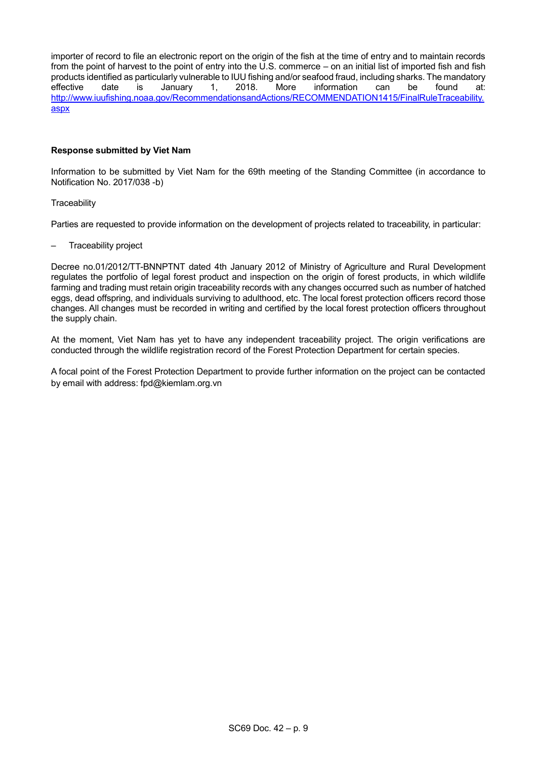importer of record to file an electronic report on the origin of the fish at the time of entry and to maintain records from the point of harvest to the point of entry into the U.S. commerce – on an initial list of imported fish and fish products identified as particularly vulnerable to IUU fishing and/or seafood fraud, including sharks. The mandatory effective date is January 1, 2018. More information can be found at: [http://www.iuufishing.noaa.gov/RecommendationsandActions/RECOMMENDATION1415/FinalRuleTraceability.aspx](http://www.iuufishing.noaa.gov/RecommendationsandActions/RECOMMENDATION1415/FinalRuleTraceability.aspx)

**Response submitted by Viet Nam**

Information to be submitted by Viet Nam for the 69th meeting of the Standing Committee (in accordance to Notification No. 2017/038 -b)

Traceability

Parties are requested to provide information on the development of projects related to traceability, in particular:

– Traceability project

Decree no.01/2012/TT-BNNPTNT dated 4th January 2012 of Ministry of Agriculture and Rural Development regulates the portfolio of legal forest product and inspection on the origin of forest products, in which wildlife farming and trading must retain origin traceability records with any changes occurred such as number of hatched eggs, dead offspring, and individuals surviving to adulthood, etc. The local forest protection officers record those changes. All changes must be recorded in writing and certified by the local forest protection officers throughout the supply chain.

At the moment, Viet Nam has yet to have any independent traceability project. The origin verifications are conducted through the wildlife registration record of the Forest Protection Department for certain species.

A focal point of the Forest Protection Department to provide further information on the project can be contacted by email with address: fpd@kiemlam.org.vn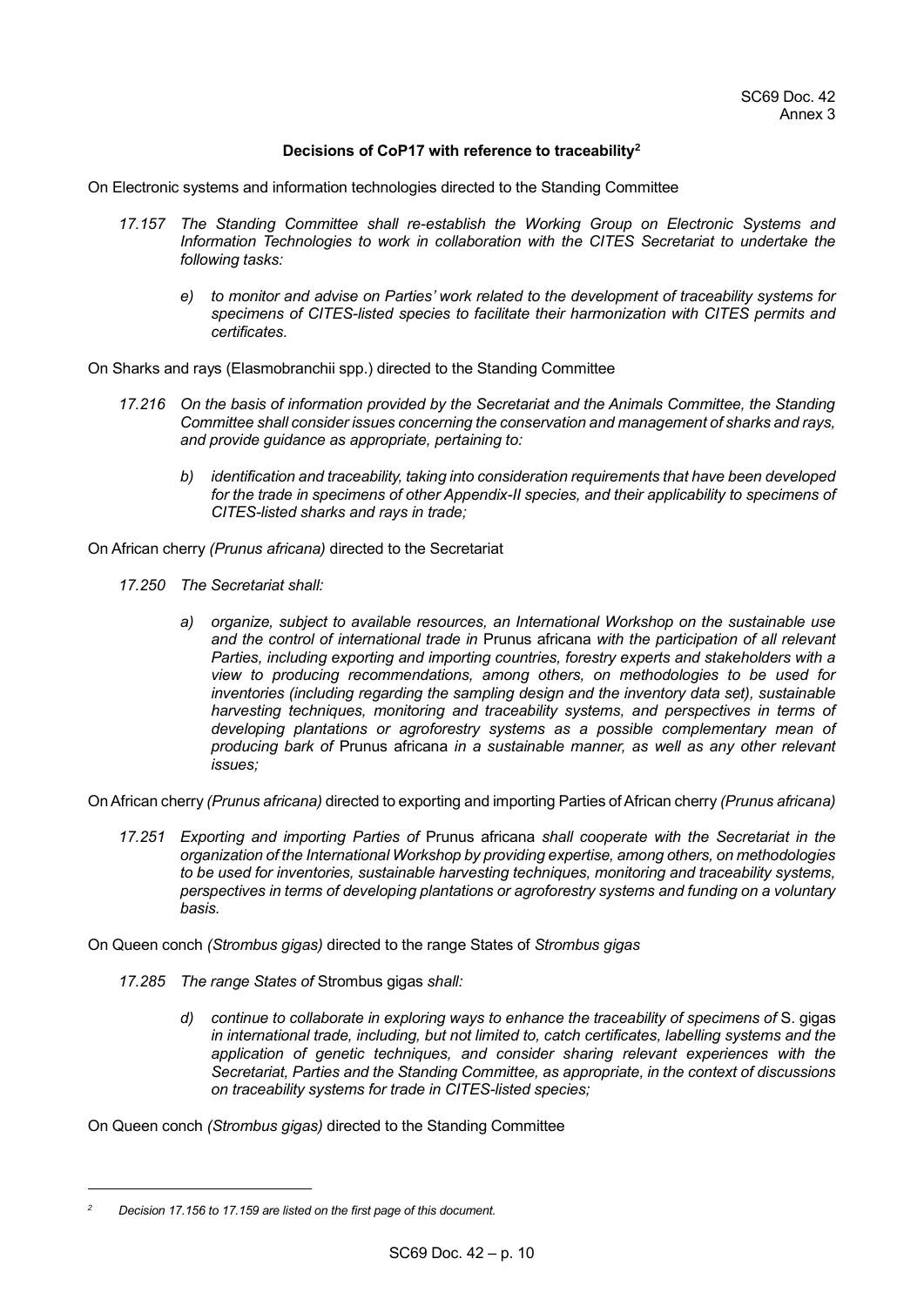SC69 Doc. 42
Annex 3

**Decisions of CoP17 with reference to traceability**[2]

On Electronic systems and information technologies directed to the Standing Committee

*17.157 The Standing Committee shall re-establish the Working Group on Electronic Systems and Information Technologies to work in collaboration with the CITES Secretariat to undertake the following tasks:*

> *e) to monitor and advise on Parties' work related to the development of traceability systems for specimens of CITES-listed species to facilitate their harmonization with CITES permits and certificates.*

On Sharks and rays (Elasmobranchii spp.) directed to the Standing Committee

*17.216 On the basis of information provided by the Secretariat and the Animals Committee, the Standing Committee shall consider issues concerning the conservation and management of sharks and rays, and provide guidance as appropriate, pertaining to:*

> *b) identification and traceability, taking into consideration requirements that have been developed for the trade in specimens of other Appendix-II species, and their applicability to specimens of CITES-listed sharks and rays in trade;*

On African cherry *(Prunus africana)* directed to the Secretariat

*17.250 The Secretariat shall:*

> *a) organize, subject to available resources, an International Workshop on the sustainable use and the control of international trade in* Prunus africana *with the participation of all relevant Parties, including exporting and importing countries, forestry experts and stakeholders with a view to producing recommendations, among others, on methodologies to be used for inventories (including regarding the sampling design and the inventory data set), sustainable harvesting techniques, monitoring and traceability systems, and perspectives in terms of developing plantations or agroforestry systems as a possible complementary mean of producing bark of* Prunus africana *in a sustainable manner, as well as any other relevant issues;*

On African cherry *(Prunus africana)* directed to exporting and importing Parties of African cherry *(Prunus africana)*

*17.251 Exporting and importing Parties of* Prunus africana *shall cooperate with the Secretariat in the organization of the International Workshop by providing expertise, among others, on methodologies to be used for inventories, sustainable harvesting techniques, monitoring and traceability systems, perspectives in terms of developing plantations or agroforestry systems and funding on a voluntary basis.*

On Queen conch *(Strombus gigas)* directed to the range States of *Strombus gigas*

*17.285 The range States of* Strombus gigas *shall:*

> *d) continue to collaborate in exploring ways to enhance the traceability of specimens of* S. gigas *in international trade, including, but not limited to, catch certificates, labelling systems and the application of genetic techniques, and consider sharing relevant experiences with the Secretariat, Parties and the Standing Committee, as appropriate, in the context of discussions on traceability systems for trade in CITES-listed species;*

On Queen conch *(Strombus gigas)* directed to the Standing Committee

---

[2] *Decision 17.156 to 17.159 are listed on the first page of this document.*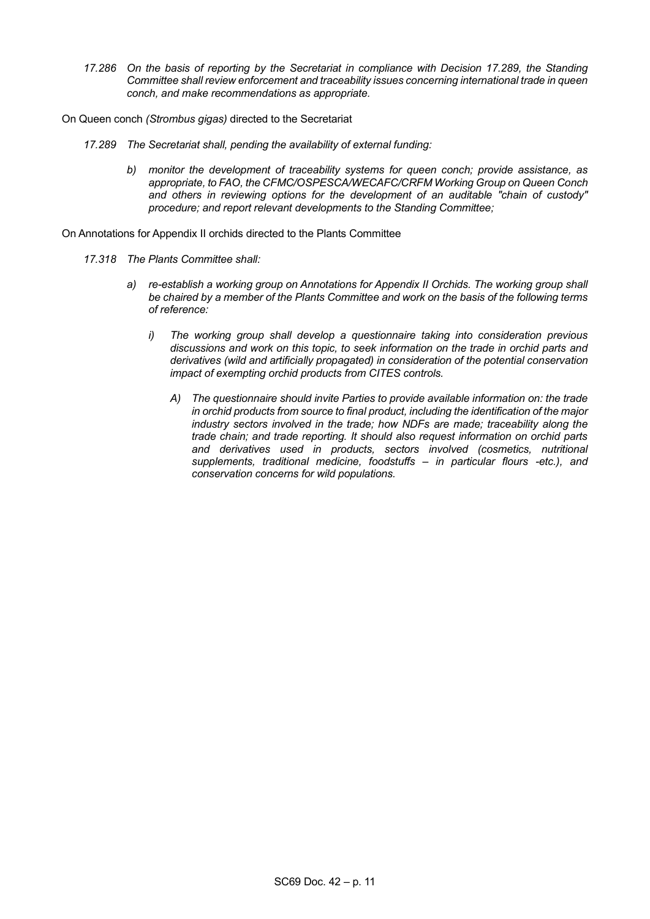*17.286 On the basis of reporting by the Secretariat in compliance with Decision 17.289, the Standing Committee shall review enforcement and traceability issues concerning international trade in queen conch, and make recommendations as appropriate.*

On Queen conch *(Strombus gigas)* directed to the Secretariat

*17.289 The Secretariat shall, pending the availability of external funding:*

*b) monitor the development of traceability systems for queen conch; provide assistance, as appropriate, to FAO, the CFMC/OSPESCA/WECAFC/CRFM Working Group on Queen Conch and others in reviewing options for the development of an auditable "chain of custody" procedure; and report relevant developments to the Standing Committee;*

On Annotations for Appendix II orchids directed to the Plants Committee

*17.318 The Plants Committee shall:*

*a) re-establish a working group on Annotations for Appendix II Orchids. The working group shall be chaired by a member of the Plants Committee and work on the basis of the following terms of reference:*

*i) The working group shall develop a questionnaire taking into consideration previous discussions and work on this topic, to seek information on the trade in orchid parts and derivatives (wild and artificially propagated) in consideration of the potential conservation impact of exempting orchid products from CITES controls.*

*A) The questionnaire should invite Parties to provide available information on: the trade in orchid products from source to final product, including the identification of the major industry sectors involved in the trade; how NDFs are made; traceability along the trade chain; and trade reporting. It should also request information on orchid parts and derivatives used in products, sectors involved (cosmetics, nutritional supplements, traditional medicine, foodstuffs – in particular flours -etc.), and conservation concerns for wild populations.*